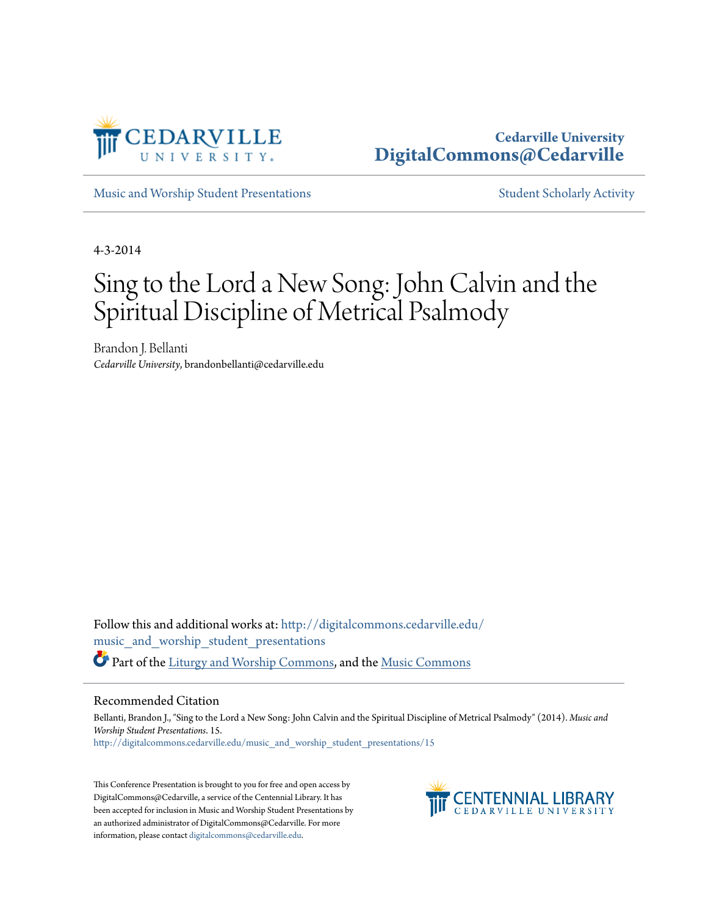Cedarville University
DigitalCommons@Cedarville

Music and Worship Student Presentations

Student Scholarly Activity

4-3-2014

# Sing to the Lord a New Song: John Calvin and the Spiritual Discipline of Metrical Psalmody

Brandon J. Bellanti
*Cedarville University*, brandonbellanti@cedarville.edu

Follow this and additional works at: http://digitalcommons.cedarville.edu/music_and_worship_student_presentations

Part of the Liturgy and Worship Commons, and the Music Commons

## Recommended Citation

Bellanti, Brandon J., "Sing to the Lord a New Song: John Calvin and the Spiritual Discipline of Metrical Psalmody" (2014). *Music and Worship Student Presentations*. 15.
http://digitalcommons.cedarville.edu/music_and_worship_student_presentations/15

This Conference Presentation is brought to you for free and open access by DigitalCommons@Cedarville, a service of the Centennial Library. It has been accepted for inclusion in Music and Worship Student Presentations by an authorized administrator of DigitalCommons@Cedarville. For more information, please contact digitalcommons@cedarville.edu.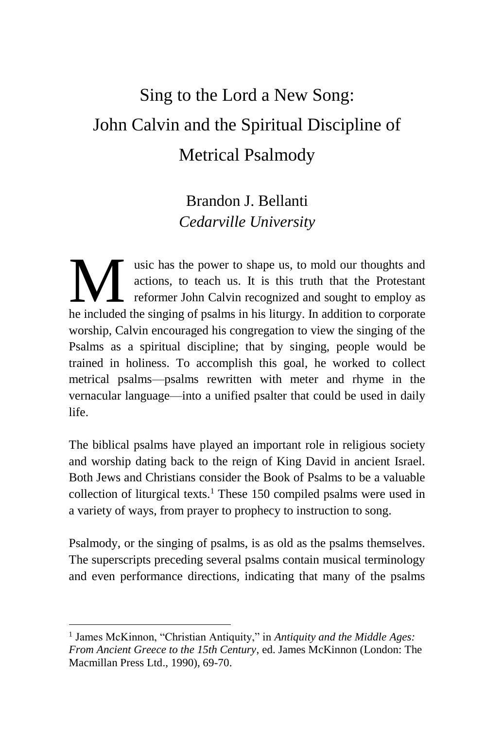# Sing to the Lord a New Song: John Calvin and the Spiritual Discipline of Metrical Psalmody

Brandon J. Bellanti
*Cedarville University*

Music has the power to shape us, to mold our thoughts and actions, to teach us. It is this truth that the Protestant reformer John Calvin recognized and sought to employ as he included the singing of psalms in his liturgy. In addition to corporate worship, Calvin encouraged his congregation to view the singing of the Psalms as a spiritual discipline; that by singing, people would be trained in holiness. To accomplish this goal, he worked to collect metrical psalms—psalms rewritten with meter and rhyme in the vernacular language—into a unified psalter that could be used in daily life.

The biblical psalms have played an important role in religious society and worship dating back to the reign of King David in ancient Israel. Both Jews and Christians consider the Book of Psalms to be a valuable collection of liturgical texts.[1] These 150 compiled psalms were used in a variety of ways, from prayer to prophecy to instruction to song.

Psalmody, or the singing of psalms, is as old as the psalms themselves. The superscripts preceding several psalms contain musical terminology and even performance directions, indicating that many of the psalms

[1] James McKinnon, "Christian Antiquity," in *Antiquity and the Middle Ages: From Ancient Greece to the 15th Century*, ed. James McKinnon (London: The Macmillan Press Ltd., 1990), 69-70.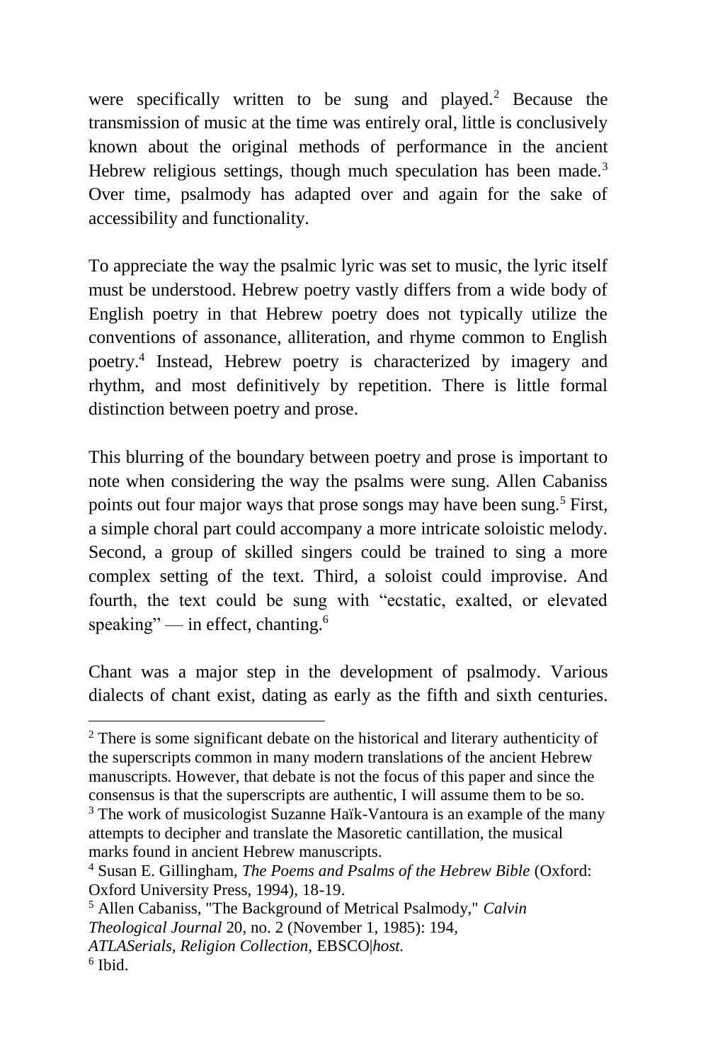were specifically written to be sung and played.[2] Because the transmission of music at the time was entirely oral, little is conclusively known about the original methods of performance in the ancient Hebrew religious settings, though much speculation has been made.[3] Over time, psalmody has adapted over and again for the sake of accessibility and functionality.

To appreciate the way the psalmic lyric was set to music, the lyric itself must be understood. Hebrew poetry vastly differs from a wide body of English poetry in that Hebrew poetry does not typically utilize the conventions of assonance, alliteration, and rhyme common to English poetry.[4] Instead, Hebrew poetry is characterized by imagery and rhythm, and most definitively by repetition. There is little formal distinction between poetry and prose.

This blurring of the boundary between poetry and prose is important to note when considering the way the psalms were sung. Allen Cabaniss points out four major ways that prose songs may have been sung.[5] First, a simple choral part could accompany a more intricate soloistic melody. Second, a group of skilled singers could be trained to sing a more complex setting of the text. Third, a soloist could improvise. And fourth, the text could be sung with "ecstatic, exalted, or elevated speaking" — in effect, chanting.[6]

Chant was a major step in the development of psalmody. Various dialects of chant exist, dating as early as the fifth and sixth centuries.

---

[2] There is some significant debate on the historical and literary authenticity of the superscripts common in many modern translations of the ancient Hebrew manuscripts. However, that debate is not the focus of this paper and since the consensus is that the superscripts are authentic, I will assume them to be so.

[3] The work of musicologist Suzanne Haïk-Vantoura is an example of the many attempts to decipher and translate the Masoretic cantillation, the musical marks found in ancient Hebrew manuscripts.

[4] Susan E. Gillingham, *The Poems and Psalms of the Hebrew Bible* (Oxford: Oxford University Press, 1994), 18-19.

[5] Allen Cabaniss, "The Background of Metrical Psalmody," *Calvin Theological Journal* 20, no. 2 (November 1, 1985): 194, *ATLASerials, Religion Collection,* EBSCO|*host.*

[6] Ibid.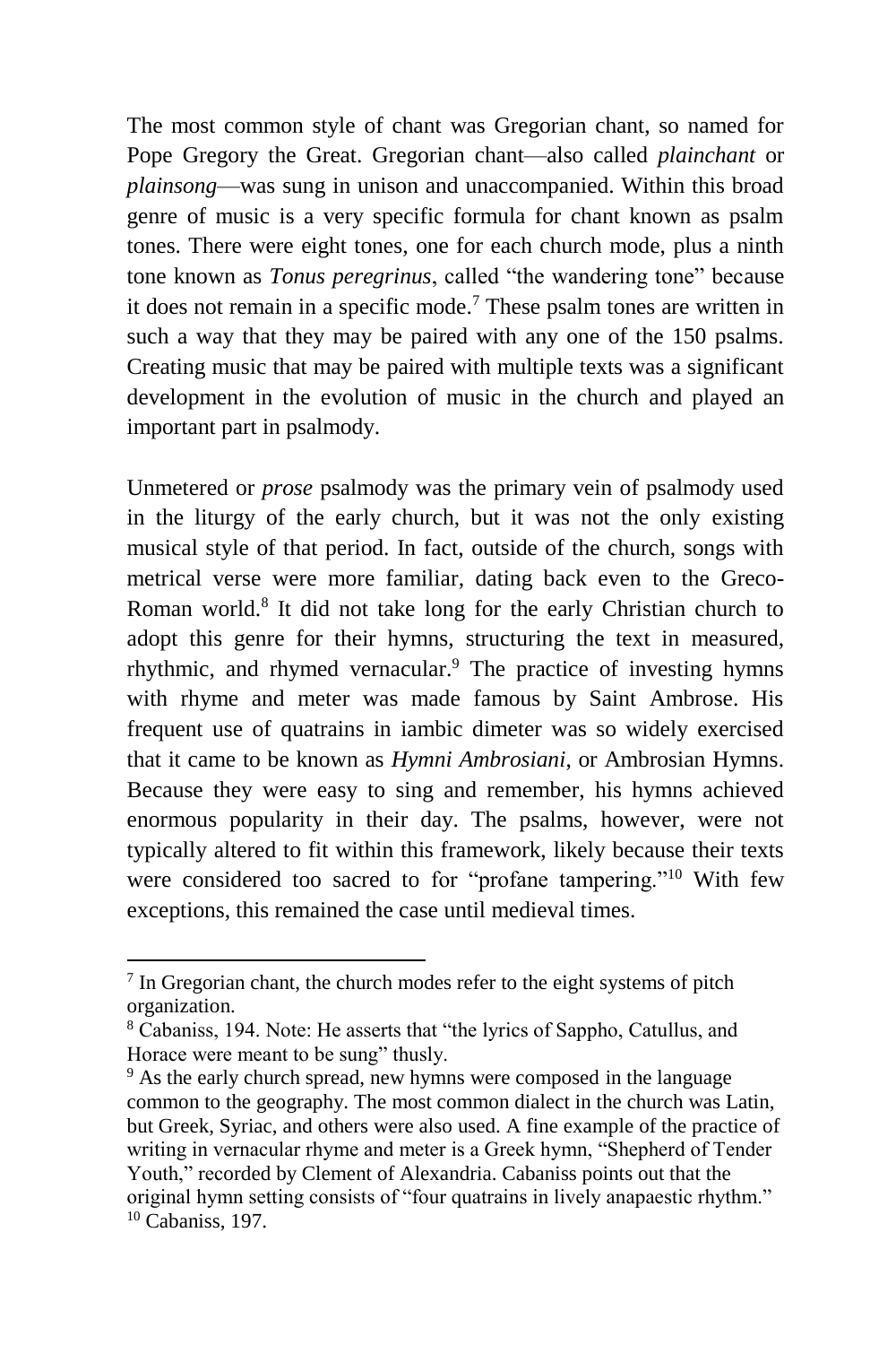The most common style of chant was Gregorian chant, so named for Pope Gregory the Great. Gregorian chant—also called *plainchant* or *plainsong*—was sung in unison and unaccompanied. Within this broad genre of music is a very specific formula for chant known as psalm tones. There were eight tones, one for each church mode, plus a ninth tone known as *Tonus peregrinus*, called "the wandering tone" because it does not remain in a specific mode.[7] These psalm tones are written in such a way that they may be paired with any one of the 150 psalms. Creating music that may be paired with multiple texts was a significant development in the evolution of music in the church and played an important part in psalmody.

Unmetered or *prose* psalmody was the primary vein of psalmody used in the liturgy of the early church, but it was not the only existing musical style of that period. In fact, outside of the church, songs with metrical verse were more familiar, dating back even to the Greco-Roman world.[8] It did not take long for the early Christian church to adopt this genre for their hymns, structuring the text in measured, rhythmic, and rhymed vernacular.[9] The practice of investing hymns with rhyme and meter was made famous by Saint Ambrose. His frequent use of quatrains in iambic dimeter was so widely exercised that it came to be known as *Hymni Ambrosiani*, or Ambrosian Hymns. Because they were easy to sing and remember, his hymns achieved enormous popularity in their day. The psalms, however, were not typically altered to fit within this framework, likely because their texts were considered too sacred to for "profane tampering."[10] With few exceptions, this remained the case until medieval times.

---

[7] In Gregorian chant, the church modes refer to the eight systems of pitch organization.

[8] Cabaniss, 194. Note: He asserts that "the lyrics of Sappho, Catullus, and Horace were meant to be sung" thusly.

[9] As the early church spread, new hymns were composed in the language common to the geography. The most common dialect in the church was Latin, but Greek, Syriac, and others were also used. A fine example of the practice of writing in vernacular rhyme and meter is a Greek hymn, "Shepherd of Tender Youth," recorded by Clement of Alexandria. Cabaniss points out that the original hymn setting consists of "four quatrains in lively anapaestic rhythm."

[10] Cabaniss, 197.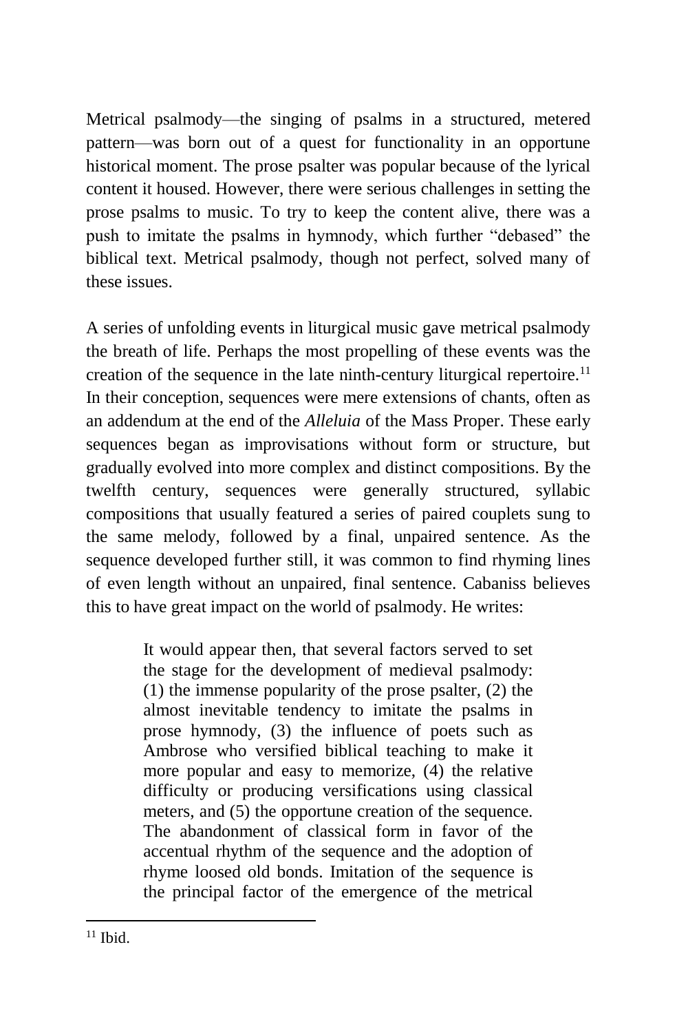Metrical psalmody—the singing of psalms in a structured, metered pattern—was born out of a quest for functionality in an opportune historical moment. The prose psalter was popular because of the lyrical content it housed. However, there were serious challenges in setting the prose psalms to music. To try to keep the content alive, there was a push to imitate the psalms in hymnody, which further "debased" the biblical text. Metrical psalmody, though not perfect, solved many of these issues.

A series of unfolding events in liturgical music gave metrical psalmody the breath of life. Perhaps the most propelling of these events was the creation of the sequence in the late ninth-century liturgical repertoire.[11] In their conception, sequences were mere extensions of chants, often as an addendum at the end of the *Alleluia* of the Mass Proper. These early sequences began as improvisations without form or structure, but gradually evolved into more complex and distinct compositions. By the twelfth century, sequences were generally structured, syllabic compositions that usually featured a series of paired couplets sung to the same melody, followed by a final, unpaired sentence. As the sequence developed further still, it was common to find rhyming lines of even length without an unpaired, final sentence. Cabaniss believes this to have great impact on the world of psalmody. He writes:

> It would appear then, that several factors served to set the stage for the development of medieval psalmody: (1) the immense popularity of the prose psalter, (2) the almost inevitable tendency to imitate the psalms in prose hymnody, (3) the influence of poets such as Ambrose who versified biblical teaching to make it more popular and easy to memorize, (4) the relative difficulty or producing versifications using classical meters, and (5) the opportune creation of the sequence. The abandonment of classical form in favor of the accentual rhythm of the sequence and the adoption of rhyme loosed old bonds. Imitation of the sequence is the principal factor of the emergence of the metrical

---

[11] Ibid.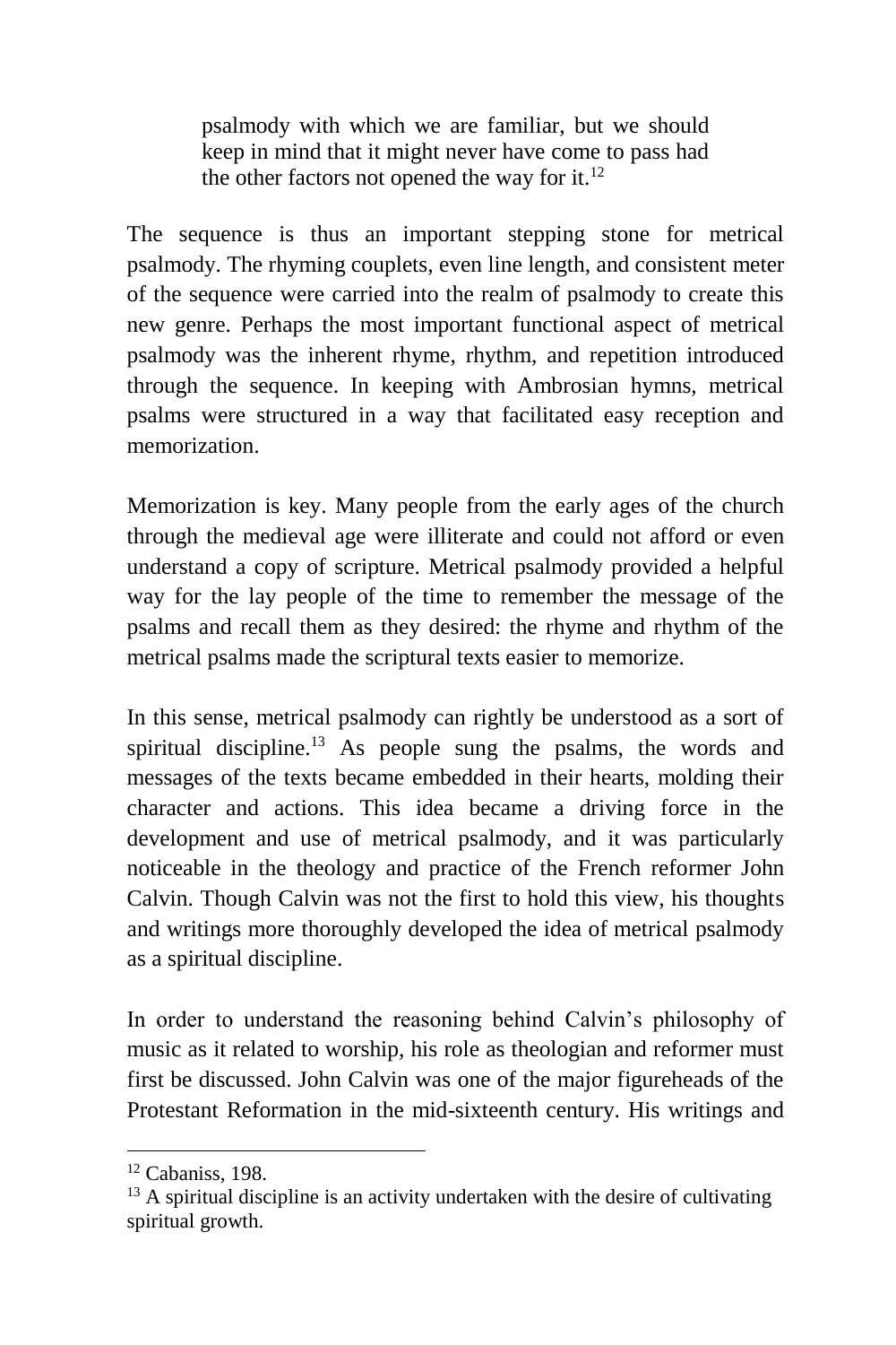> psalmody with which we are familiar, but we should keep in mind that it might never have come to pass had the other factors not opened the way for it.[12]

The sequence is thus an important stepping stone for metrical psalmody. The rhyming couplets, even line length, and consistent meter of the sequence were carried into the realm of psalmody to create this new genre. Perhaps the most important functional aspect of metrical psalmody was the inherent rhyme, rhythm, and repetition introduced through the sequence. In keeping with Ambrosian hymns, metrical psalms were structured in a way that facilitated easy reception and memorization.

Memorization is key. Many people from the early ages of the church through the medieval age were illiterate and could not afford or even understand a copy of scripture. Metrical psalmody provided a helpful way for the lay people of the time to remember the message of the psalms and recall them as they desired: the rhyme and rhythm of the metrical psalms made the scriptural texts easier to memorize.

In this sense, metrical psalmody can rightly be understood as a sort of spiritual discipline.[13] As people sung the psalms, the words and messages of the texts became embedded in their hearts, molding their character and actions. This idea became a driving force in the development and use of metrical psalmody, and it was particularly noticeable in the theology and practice of the French reformer John Calvin. Though Calvin was not the first to hold this view, his thoughts and writings more thoroughly developed the idea of metrical psalmody as a spiritual discipline.

In order to understand the reasoning behind Calvin's philosophy of music as it related to worship, his role as theologian and reformer must first be discussed. John Calvin was one of the major figureheads of the Protestant Reformation in the mid-sixteenth century. His writings and

---

[12] Cabaniss, 198.

[13] A spiritual discipline is an activity undertaken with the desire of cultivating spiritual growth.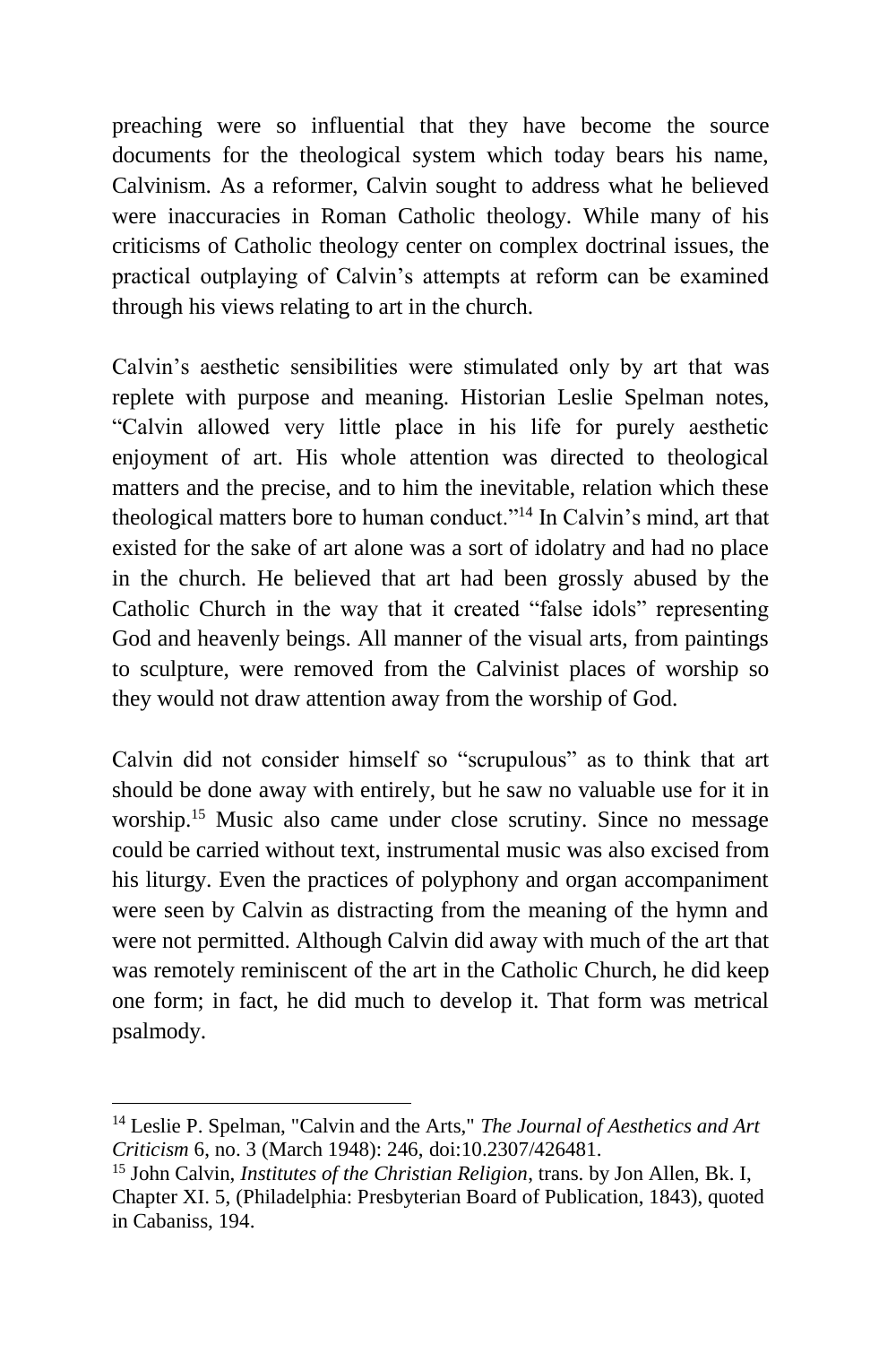preaching were so influential that they have become the source documents for the theological system which today bears his name, Calvinism. As a reformer, Calvin sought to address what he believed were inaccuracies in Roman Catholic theology. While many of his criticisms of Catholic theology center on complex doctrinal issues, the practical outplaying of Calvin's attempts at reform can be examined through his views relating to art in the church.

Calvin's aesthetic sensibilities were stimulated only by art that was replete with purpose and meaning. Historian Leslie Spelman notes, "Calvin allowed very little place in his life for purely aesthetic enjoyment of art. His whole attention was directed to theological matters and the precise, and to him the inevitable, relation which these theological matters bore to human conduct."[14] In Calvin's mind, art that existed for the sake of art alone was a sort of idolatry and had no place in the church. He believed that art had been grossly abused by the Catholic Church in the way that it created "false idols" representing God and heavenly beings. All manner of the visual arts, from paintings to sculpture, were removed from the Calvinist places of worship so they would not draw attention away from the worship of God.

Calvin did not consider himself so "scrupulous" as to think that art should be done away with entirely, but he saw no valuable use for it in worship.[15] Music also came under close scrutiny. Since no message could be carried without text, instrumental music was also excised from his liturgy. Even the practices of polyphony and organ accompaniment were seen by Calvin as distracting from the meaning of the hymn and were not permitted. Although Calvin did away with much of the art that was remotely reminiscent of the art in the Catholic Church, he did keep one form; in fact, he did much to develop it. That form was metrical psalmody.

---

[14] Leslie P. Spelman, "Calvin and the Arts," *The Journal of Aesthetics and Art Criticism* 6, no. 3 (March 1948): 246, doi:10.2307/426481.

[15] John Calvin, *Institutes of the Christian Religion*, trans. by Jon Allen, Bk. I, Chapter XI. 5, (Philadelphia: Presbyterian Board of Publication, 1843), quoted in Cabaniss, 194.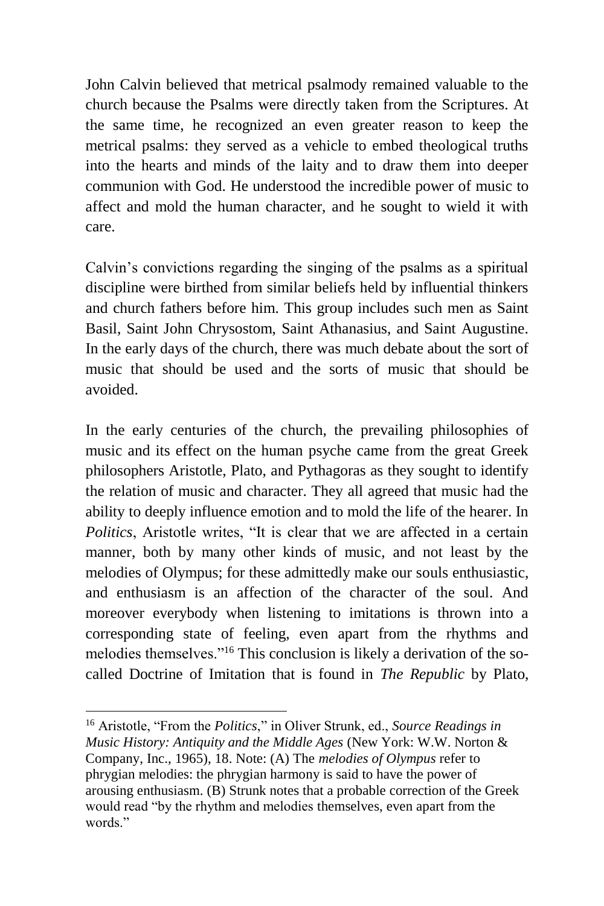John Calvin believed that metrical psalmody remained valuable to the church because the Psalms were directly taken from the Scriptures. At the same time, he recognized an even greater reason to keep the metrical psalms: they served as a vehicle to embed theological truths into the hearts and minds of the laity and to draw them into deeper communion with God. He understood the incredible power of music to affect and mold the human character, and he sought to wield it with care.

Calvin's convictions regarding the singing of the psalms as a spiritual discipline were birthed from similar beliefs held by influential thinkers and church fathers before him. This group includes such men as Saint Basil, Saint John Chrysostom, Saint Athanasius, and Saint Augustine. In the early days of the church, there was much debate about the sort of music that should be used and the sorts of music that should be avoided.

In the early centuries of the church, the prevailing philosophies of music and its effect on the human psyche came from the great Greek philosophers Aristotle, Plato, and Pythagoras as they sought to identify the relation of music and character. They all agreed that music had the ability to deeply influence emotion and to mold the life of the hearer. In *Politics*, Aristotle writes, "It is clear that we are affected in a certain manner, both by many other kinds of music, and not least by the melodies of Olympus; for these admittedly make our souls enthusiastic, and enthusiasm is an affection of the character of the soul. And moreover everybody when listening to imitations is thrown into a corresponding state of feeling, even apart from the rhythms and melodies themselves."[16] This conclusion is likely a derivation of the so-called Doctrine of Imitation that is found in *The Republic* by Plato,

---

[16] Aristotle, "From the *Politics*," in Oliver Strunk, ed., *Source Readings in Music History: Antiquity and the Middle Ages* (New York: W.W. Norton & Company, Inc., 1965), 18. Note: (A) The *melodies of Olympus* refer to phrygian melodies: the phrygian harmony is said to have the power of arousing enthusiasm. (B) Strunk notes that a probable correction of the Greek would read "by the rhythm and melodies themselves, even apart from the words."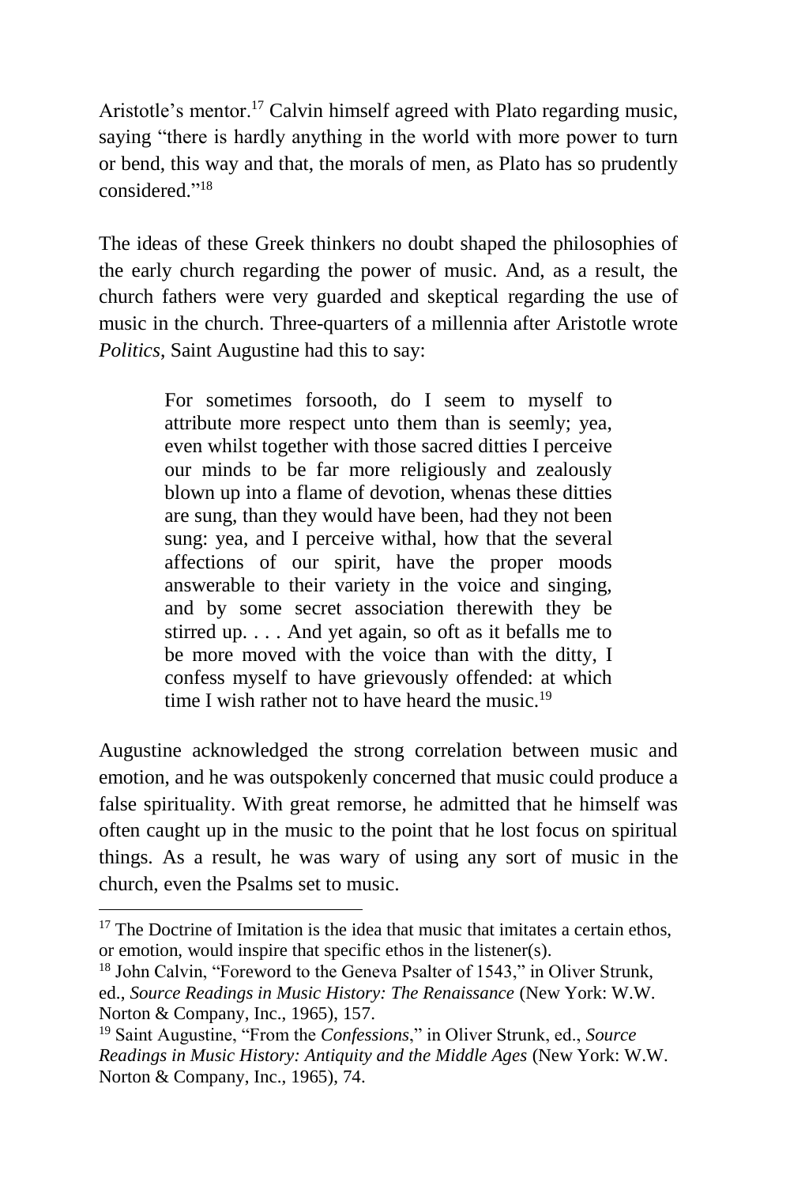Aristotle's mentor.[17] Calvin himself agreed with Plato regarding music, saying "there is hardly anything in the world with more power to turn or bend, this way and that, the morals of men, as Plato has so prudently considered."[18]

The ideas of these Greek thinkers no doubt shaped the philosophies of the early church regarding the power of music. And, as a result, the church fathers were very guarded and skeptical regarding the use of music in the church. Three-quarters of a millennia after Aristotle wrote *Politics*, Saint Augustine had this to say:

> For sometimes forsooth, do I seem to myself to attribute more respect unto them than is seemly; yea, even whilst together with those sacred ditties I perceive our minds to be far more religiously and zealously blown up into a flame of devotion, whenas these ditties are sung, than they would have been, had they not been sung: yea, and I perceive withal, how that the several affections of our spirit, have the proper moods answerable to their variety in the voice and singing, and by some secret association therewith they be stirred up. . . . And yet again, so oft as it befalls me to be more moved with the voice than with the ditty, I confess myself to have grievously offended: at which time I wish rather not to have heard the music.[19]

Augustine acknowledged the strong correlation between music and emotion, and he was outspokenly concerned that music could produce a false spirituality. With great remorse, he admitted that he himself was often caught up in the music to the point that he lost focus on spiritual things. As a result, he was wary of using any sort of music in the church, even the Psalms set to music.

---

[17] The Doctrine of Imitation is the idea that music that imitates a certain ethos, or emotion, would inspire that specific ethos in the listener(s).

[18] John Calvin, "Foreword to the Geneva Psalter of 1543," in Oliver Strunk, ed., *Source Readings in Music History: The Renaissance* (New York: W.W. Norton & Company, Inc., 1965), 157.

[19] Saint Augustine, "From the *Confessions*," in Oliver Strunk, ed., *Source Readings in Music History: Antiquity and the Middle Ages* (New York: W.W. Norton & Company, Inc., 1965), 74.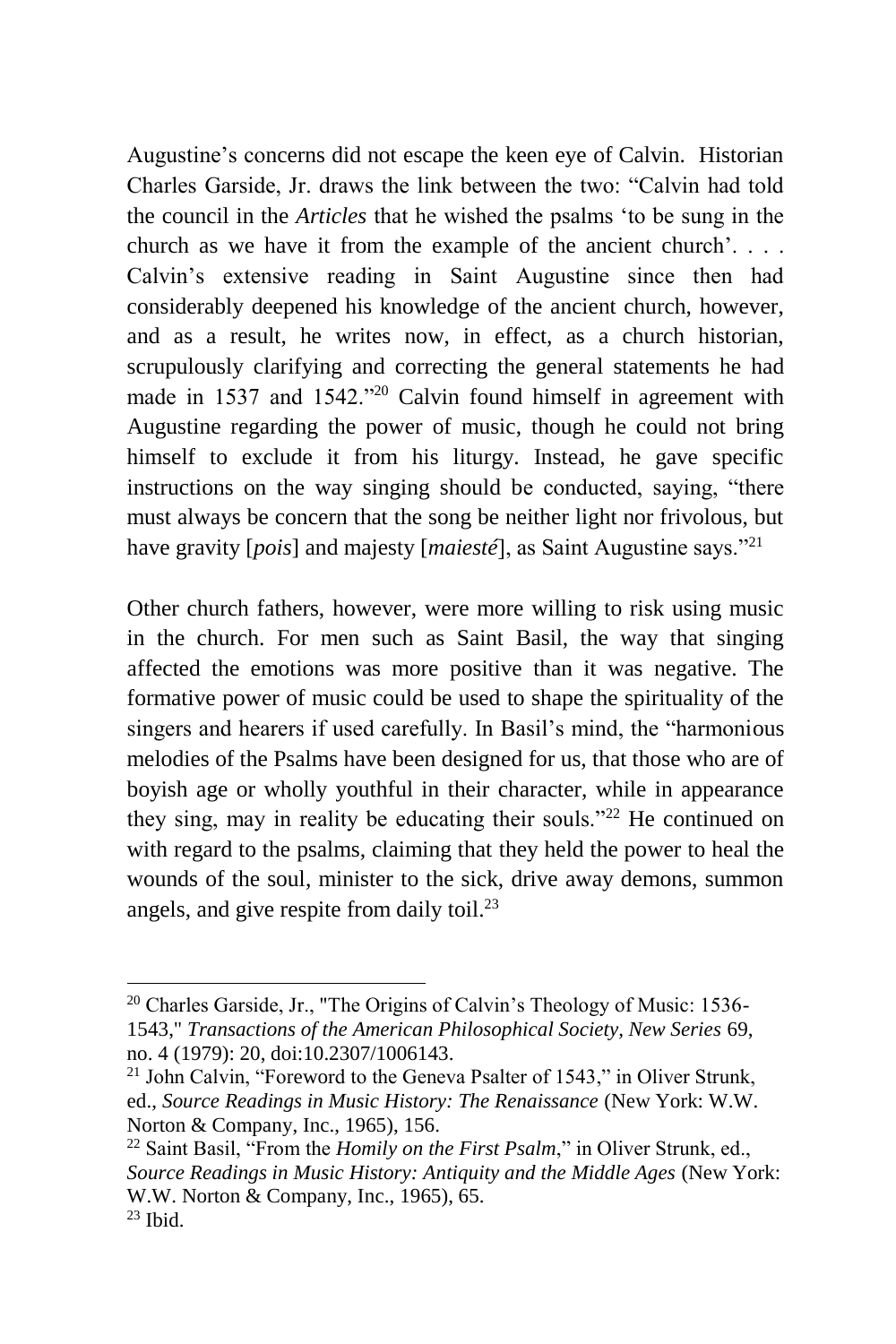Augustine's concerns did not escape the keen eye of Calvin. Historian Charles Garside, Jr. draws the link between the two: "Calvin had told the council in the *Articles* that he wished the psalms 'to be sung in the church as we have it from the example of the ancient church'. . . . Calvin's extensive reading in Saint Augustine since then had considerably deepened his knowledge of the ancient church, however, and as a result, he writes now, in effect, as a church historian, scrupulously clarifying and correcting the general statements he had made in 1537 and 1542."[20] Calvin found himself in agreement with Augustine regarding the power of music, though he could not bring himself to exclude it from his liturgy. Instead, he gave specific instructions on the way singing should be conducted, saying, "there must always be concern that the song be neither light nor frivolous, but have gravity [*pois*] and majesty [*maiesté*], as Saint Augustine says."[21]

Other church fathers, however, were more willing to risk using music in the church. For men such as Saint Basil, the way that singing affected the emotions was more positive than it was negative. The formative power of music could be used to shape the spirituality of the singers and hearers if used carefully. In Basil's mind, the "harmonious melodies of the Psalms have been designed for us, that those who are of boyish age or wholly youthful in their character, while in appearance they sing, may in reality be educating their souls."[22] He continued on with regard to the psalms, claiming that they held the power to heal the wounds of the soul, minister to the sick, drive away demons, summon angels, and give respite from daily toil.[23]

---

[20] Charles Garside, Jr., "The Origins of Calvin's Theology of Music: 1536-1543," *Transactions of the American Philosophical Society, New Series* 69, no. 4 (1979): 20, doi:10.2307/1006143.

[21] John Calvin, "Foreword to the Geneva Psalter of 1543," in Oliver Strunk, ed., *Source Readings in Music History: The Renaissance* (New York: W.W. Norton & Company, Inc., 1965), 156.

[22] Saint Basil, "From the *Homily on the First Psalm*," in Oliver Strunk, ed., *Source Readings in Music History: Antiquity and the Middle Ages* (New York: W.W. Norton & Company, Inc., 1965), 65.

[23] Ibid.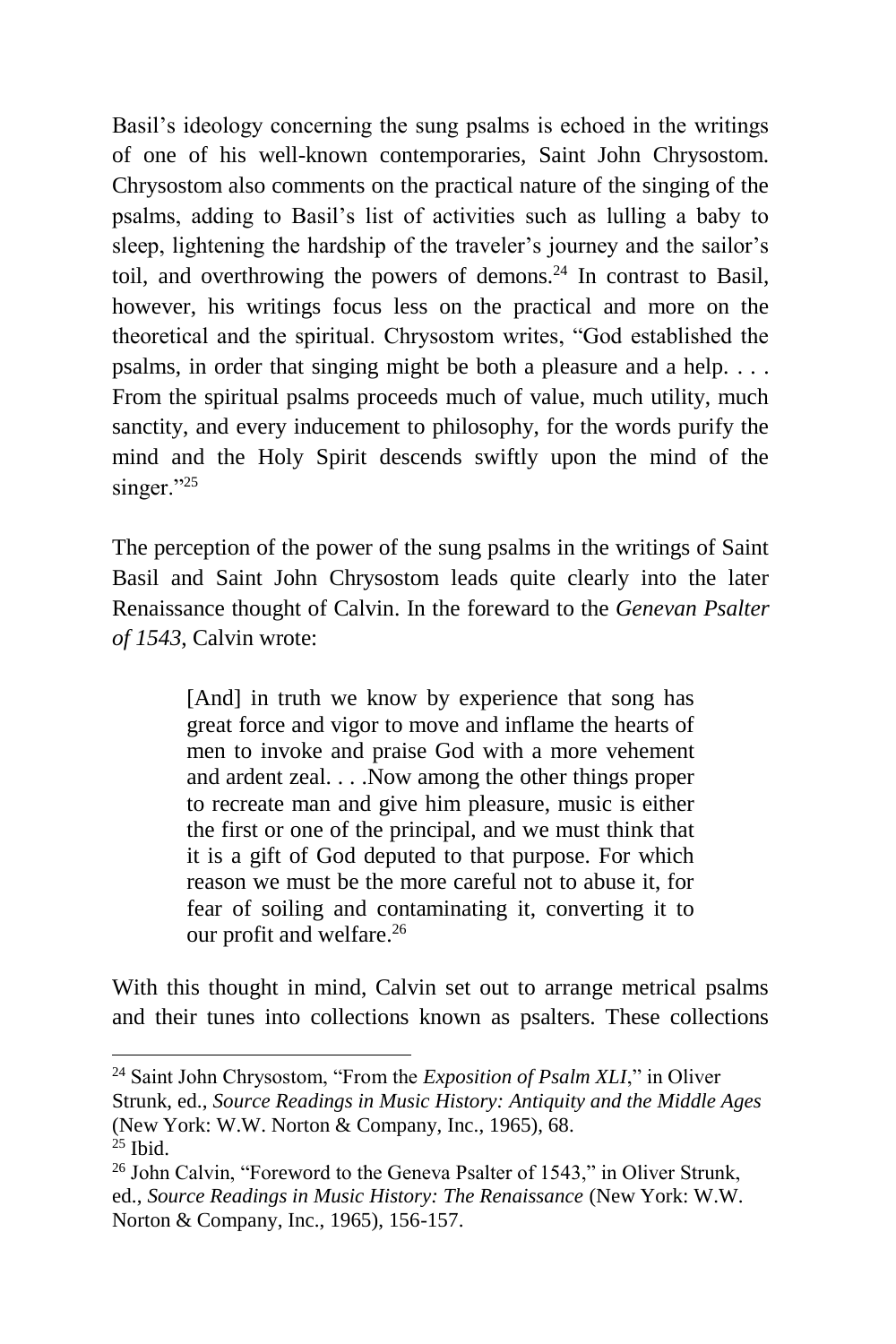Basil's ideology concerning the sung psalms is echoed in the writings of one of his well-known contemporaries, Saint John Chrysostom. Chrysostom also comments on the practical nature of the singing of the psalms, adding to Basil's list of activities such as lulling a baby to sleep, lightening the hardship of the traveler's journey and the sailor's toil, and overthrowing the powers of demons.[24] In contrast to Basil, however, his writings focus less on the practical and more on the theoretical and the spiritual. Chrysostom writes, "God established the psalms, in order that singing might be both a pleasure and a help. . . . From the spiritual psalms proceeds much of value, much utility, much sanctity, and every inducement to philosophy, for the words purify the mind and the Holy Spirit descends swiftly upon the mind of the singer."[25]

The perception of the power of the sung psalms in the writings of Saint Basil and Saint John Chrysostom leads quite clearly into the later Renaissance thought of Calvin. In the foreward to the *Genevan Psalter of 1543*, Calvin wrote:

> [And] in truth we know by experience that song has great force and vigor to move and inflame the hearts of men to invoke and praise God with a more vehement and ardent zeal. . . .Now among the other things proper to recreate man and give him pleasure, music is either the first or one of the principal, and we must think that it is a gift of God deputed to that purpose. For which reason we must be the more careful not to abuse it, for fear of soiling and contaminating it, converting it to our profit and welfare.[26]

With this thought in mind, Calvin set out to arrange metrical psalms and their tunes into collections known as psalters. These collections

---

[24] Saint John Chrysostom, "From the *Exposition of Psalm XLI*," in Oliver Strunk, ed., *Source Readings in Music History: Antiquity and the Middle Ages* (New York: W.W. Norton & Company, Inc., 1965), 68.

[25] Ibid.

[26] John Calvin, "Foreword to the Geneva Psalter of 1543," in Oliver Strunk, ed., *Source Readings in Music History: The Renaissance* (New York: W.W. Norton & Company, Inc., 1965), 156-157.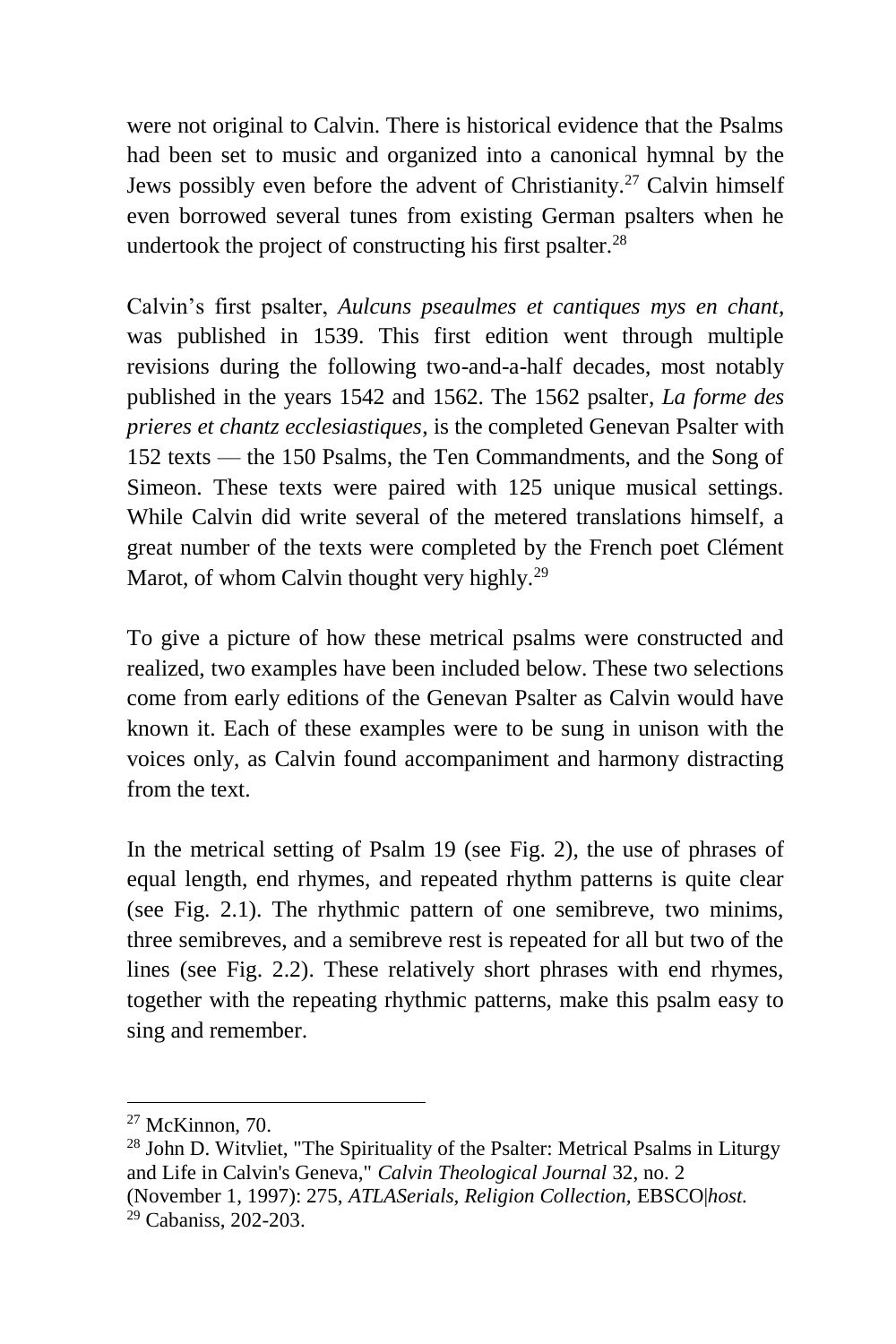were not original to Calvin. There is historical evidence that the Psalms had been set to music and organized into a canonical hymnal by the Jews possibly even before the advent of Christianity.[27] Calvin himself even borrowed several tunes from existing German psalters when he undertook the project of constructing his first psalter.[28]

Calvin's first psalter, *Aulcuns pseaulmes et cantiques mys en chant*, was published in 1539. This first edition went through multiple revisions during the following two-and-a-half decades, most notably published in the years 1542 and 1562. The 1562 psalter, *La forme des prieres et chantz ecclesiastiques*, is the completed Genevan Psalter with 152 texts — the 150 Psalms, the Ten Commandments, and the Song of Simeon. These texts were paired with 125 unique musical settings. While Calvin did write several of the metered translations himself, a great number of the texts were completed by the French poet Clément Marot, of whom Calvin thought very highly.[29]

To give a picture of how these metrical psalms were constructed and realized, two examples have been included below. These two selections come from early editions of the Genevan Psalter as Calvin would have known it. Each of these examples were to be sung in unison with the voices only, as Calvin found accompaniment and harmony distracting from the text.

In the metrical setting of Psalm 19 (see Fig. 2), the use of phrases of equal length, end rhymes, and repeated rhythm patterns is quite clear (see Fig. 2.1). The rhythmic pattern of one semibreve, two minims, three semibreves, and a semibreve rest is repeated for all but two of the lines (see Fig. 2.2). These relatively short phrases with end rhymes, together with the repeating rhythmic patterns, make this psalm easy to sing and remember.

---

[27] McKinnon, 70.

[28] John D. Witvliet, "The Spirituality of the Psalter: Metrical Psalms in Liturgy and Life in Calvin's Geneva," *Calvin Theological Journal* 32, no. 2 (November 1, 1997): 275, *ATLASerials, Religion Collection,* EBSCO|*host.*

[29] Cabaniss, 202-203.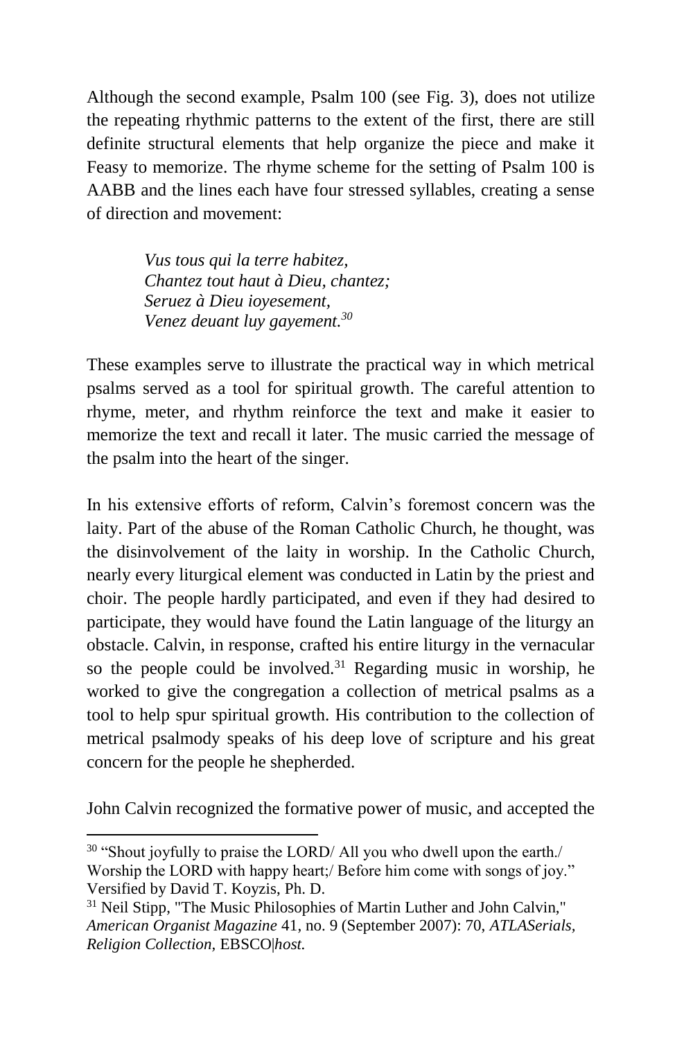Although the second example, Psalm 100 (see Fig. 3), does not utilize the repeating rhythmic patterns to the extent of the first, there are still definite structural elements that help organize the piece and make it Feasy to memorize. The rhyme scheme for the setting of Psalm 100 is AABB and the lines each have four stressed syllables, creating a sense of direction and movement:

> *Vus tous qui la terre habitez,*
> *Chantez tout haut à Dieu, chantez;*
> *Seruez à Dieu ioyesement,*
> *Venez deuant luy gayement.*[30]

These examples serve to illustrate the practical way in which metrical psalms served as a tool for spiritual growth. The careful attention to rhyme, meter, and rhythm reinforce the text and make it easier to memorize the text and recall it later. The music carried the message of the psalm into the heart of the singer.

In his extensive efforts of reform, Calvin's foremost concern was the laity. Part of the abuse of the Roman Catholic Church, he thought, was the disinvolvement of the laity in worship. In the Catholic Church, nearly every liturgical element was conducted in Latin by the priest and choir. The people hardly participated, and even if they had desired to participate, they would have found the Latin language of the liturgy an obstacle. Calvin, in response, crafted his entire liturgy in the vernacular so the people could be involved.[31] Regarding music in worship, he worked to give the congregation a collection of metrical psalms as a tool to help spur spiritual growth. His contribution to the collection of metrical psalmody speaks of his deep love of scripture and his great concern for the people he shepherded.

John Calvin recognized the formative power of music, and accepted the

---

[30] "Shout joyfully to praise the LORD/ All you who dwell upon the earth./ Worship the LORD with happy heart;/ Before him come with songs of joy." Versified by David T. Koyzis, Ph. D.

[31] Neil Stipp, "The Music Philosophies of Martin Luther and John Calvin," *American Organist Magazine* 41, no. 9 (September 2007): 70, *ATLASerials, Religion Collection,* EBSCO|*host.*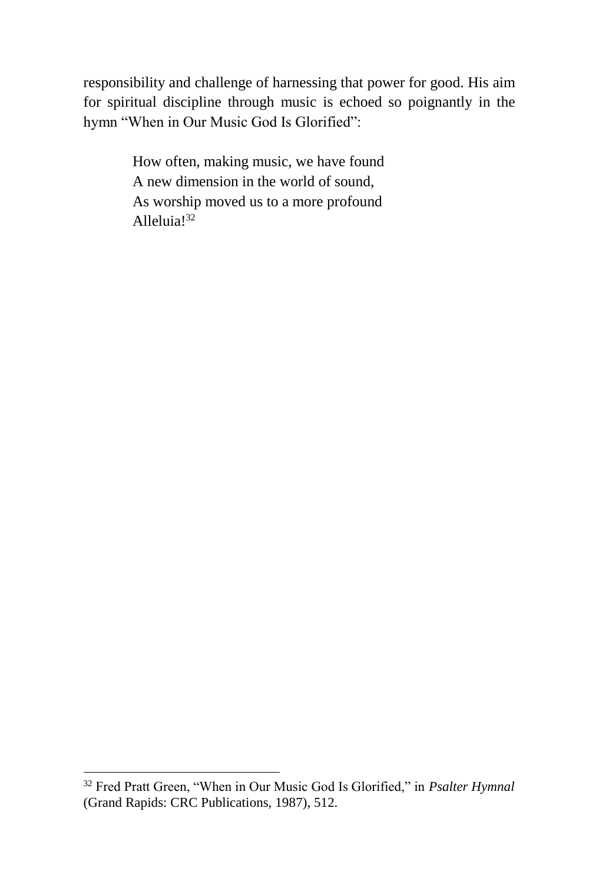responsibility and challenge of harnessing that power for good. His aim for spiritual discipline through music is echoed so poignantly in the hymn "When in Our Music God Is Glorified":

> How often, making music, we have found  
> A new dimension in the world of sound,  
> As worship moved us to a more profound  
> Alleluia![32]

---

[32] Fred Pratt Green, "When in Our Music God Is Glorified," in *Psalter Hymnal* (Grand Rapids: CRC Publications, 1987), 512.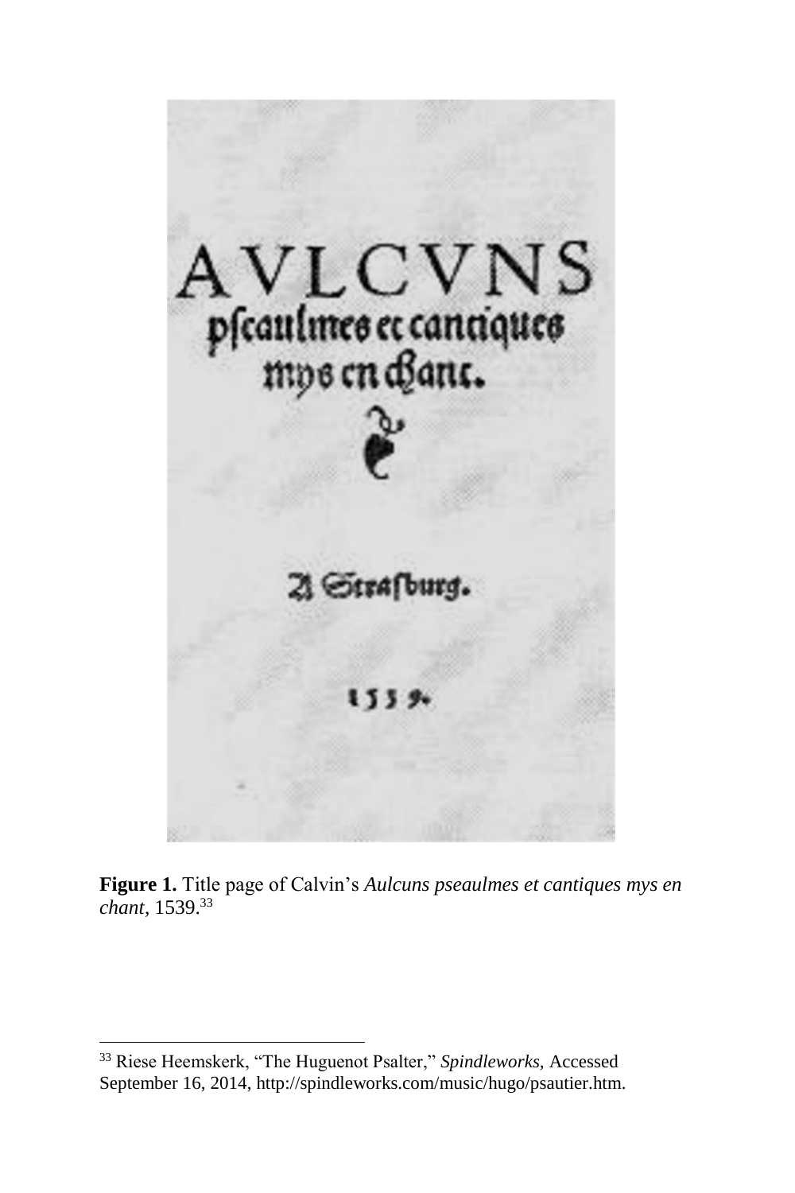**Figure 1.** Title page of Calvin's *Aulcuns pseaulmes et cantiques mys en chant*, 1539.[33]

[33] Riese Heemskerk, "The Huguenot Psalter," *Spindleworks,* Accessed September 16, 2014, http://spindleworks.com/music/hugo/psautier.htm.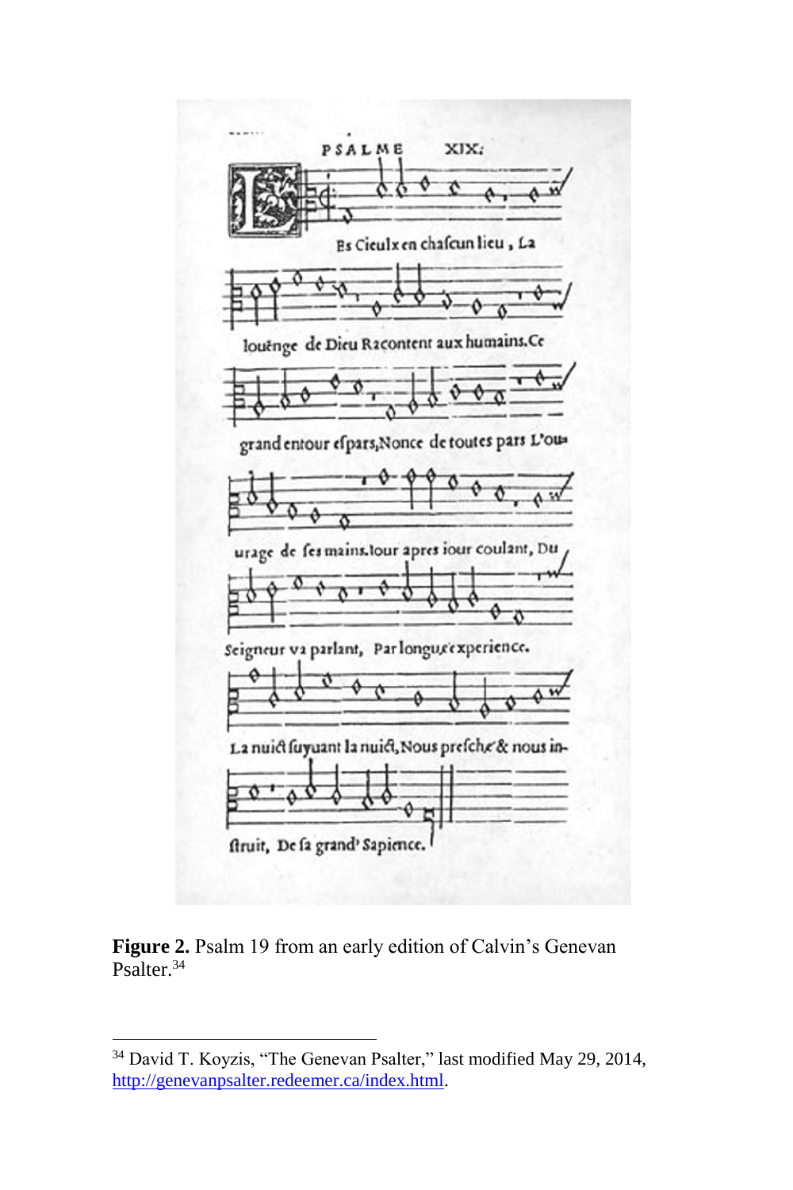**Figure 2.** Psalm 19 from an early edition of Calvin's Genevan Psalter.[34]

[34] David T. Koyzis, "The Genevan Psalter," last modified May 29, 2014, http://genevanpsalter.redeemer.ca/index.html.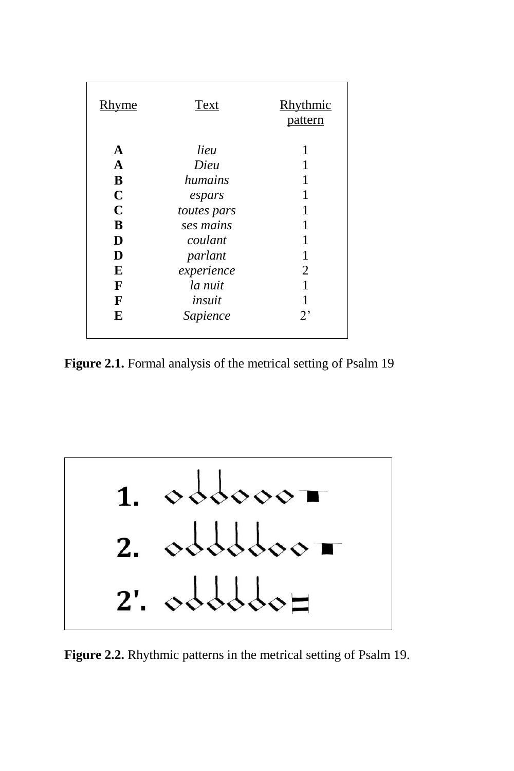| Rhyme | Text | Rhythmic pattern |
|---|---|---|
| **A** | *lieu* | 1 |
| **A** | *Dieu* | 1 |
| **B** | *humains* | 1 |
| **C** | *espars* | 1 |
| **C** | *toutes pars* | 1 |
| **B** | *ses mains* | 1 |
| **D** | *coulant* | 1 |
| **D** | *parlant* | 1 |
| **E** | *experience* | 2 |
| **F** | *la nuit* | 1 |
| **F** | *insuit* | 1 |
| **E** | *Sapience* | 2' |

**Figure 2.1.** Formal analysis of the metrical setting of Psalm 19

**Figure 2.2.** Rhythmic patterns in the metrical setting of Psalm 19.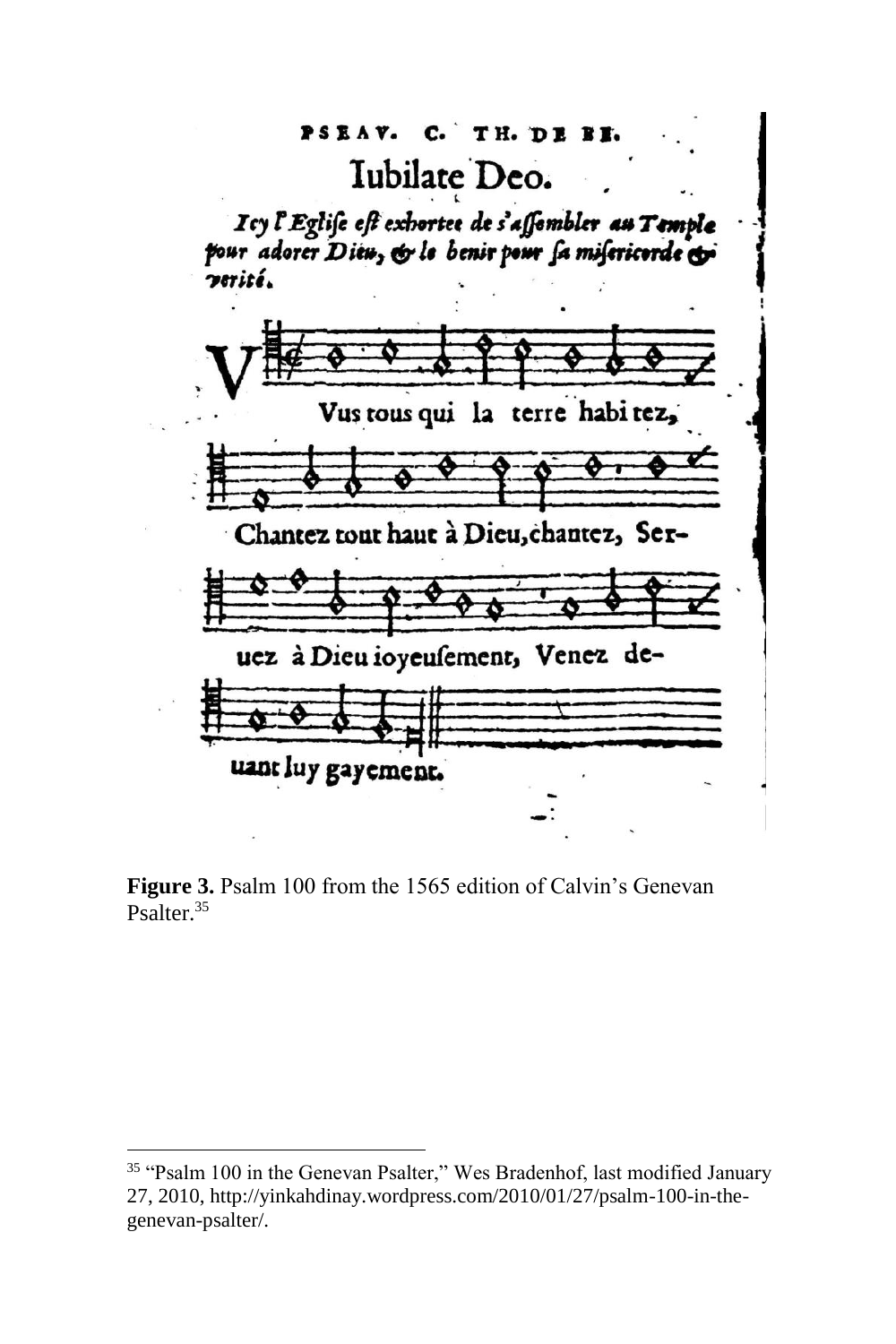PSEAV. C. TH. DE BE.

Iubilate Deo.

*Icy l'Eglise est exhortee de s'assembler au Temple pour adorer Dieu, & le benir pour sa misericorde & verité.*

Vus tous qui la terre habitez,

Chantez tout haut à Dieu, chantez, Ser-

uez à Dieu ioyeusement, Venez de-

uant luy gayement.

**Figure 3.** Psalm 100 from the 1565 edition of Calvin's Genevan Psalter.[35]

---

[35] "Psalm 100 in the Genevan Psalter," Wes Bradenhof, last modified January 27, 2010, http://yinkahdinay.wordpress.com/2010/01/27/psalm-100-in-the-genevan-psalter/.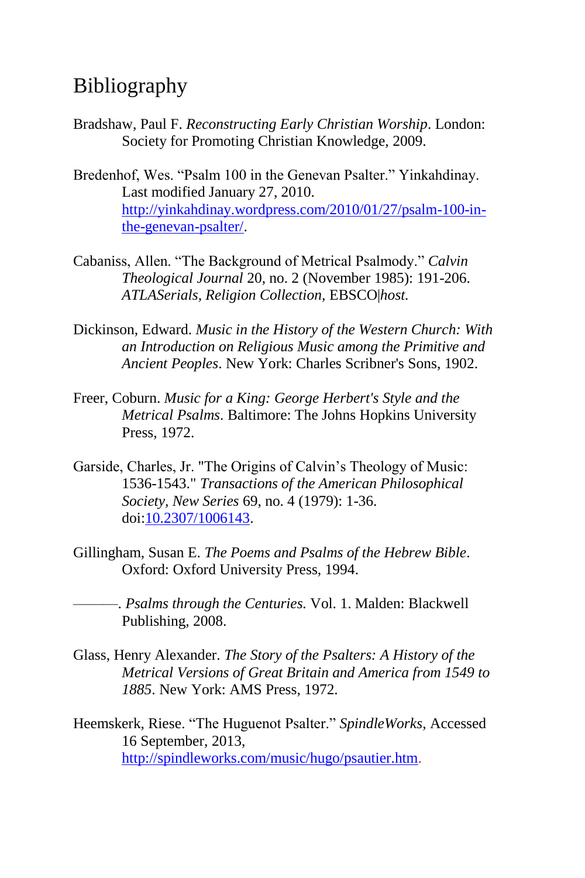# Bibliography

Bradshaw, Paul F. *Reconstructing Early Christian Worship*. London: Society for Promoting Christian Knowledge, 2009.

Bredenhof, Wes. "Psalm 100 in the Genevan Psalter." Yinkahdinay. Last modified January 27, 2010. http://yinkahdinay.wordpress.com/2010/01/27/psalm-100-in-the-genevan-psalter/.

Cabaniss, Allen. "The Background of Metrical Psalmody." *Calvin Theological Journal* 20, no. 2 (November 1985): 191-206. *ATLASerials, Religion Collection,* EBSCO|*host.*

Dickinson, Edward. *Music in the History of the Western Church: With an Introduction on Religious Music among the Primitive and Ancient Peoples*. New York: Charles Scribner's Sons, 1902.

Freer, Coburn. *Music for a King: George Herbert's Style and the Metrical Psalms*. Baltimore: The Johns Hopkins University Press, 1972.

Garside, Charles, Jr. "The Origins of Calvin's Theology of Music: 1536-1543." *Transactions of the American Philosophical Society, New Series* 69, no. 4 (1979): 1-36. doi:10.2307/1006143.

Gillingham, Susan E. *The Poems and Psalms of the Hebrew Bible*. Oxford: Oxford University Press, 1994.

———. *Psalms through the Centuries.* Vol. 1. Malden: Blackwell Publishing, 2008.

Glass, Henry Alexander. *The Story of the Psalters: A History of the Metrical Versions of Great Britain and America from 1549 to 1885*. New York: AMS Press, 1972.

Heemskerk, Riese. "The Huguenot Psalter." *SpindleWorks*, Accessed 16 September, 2013, http://spindleworks.com/music/hugo/psautier.htm.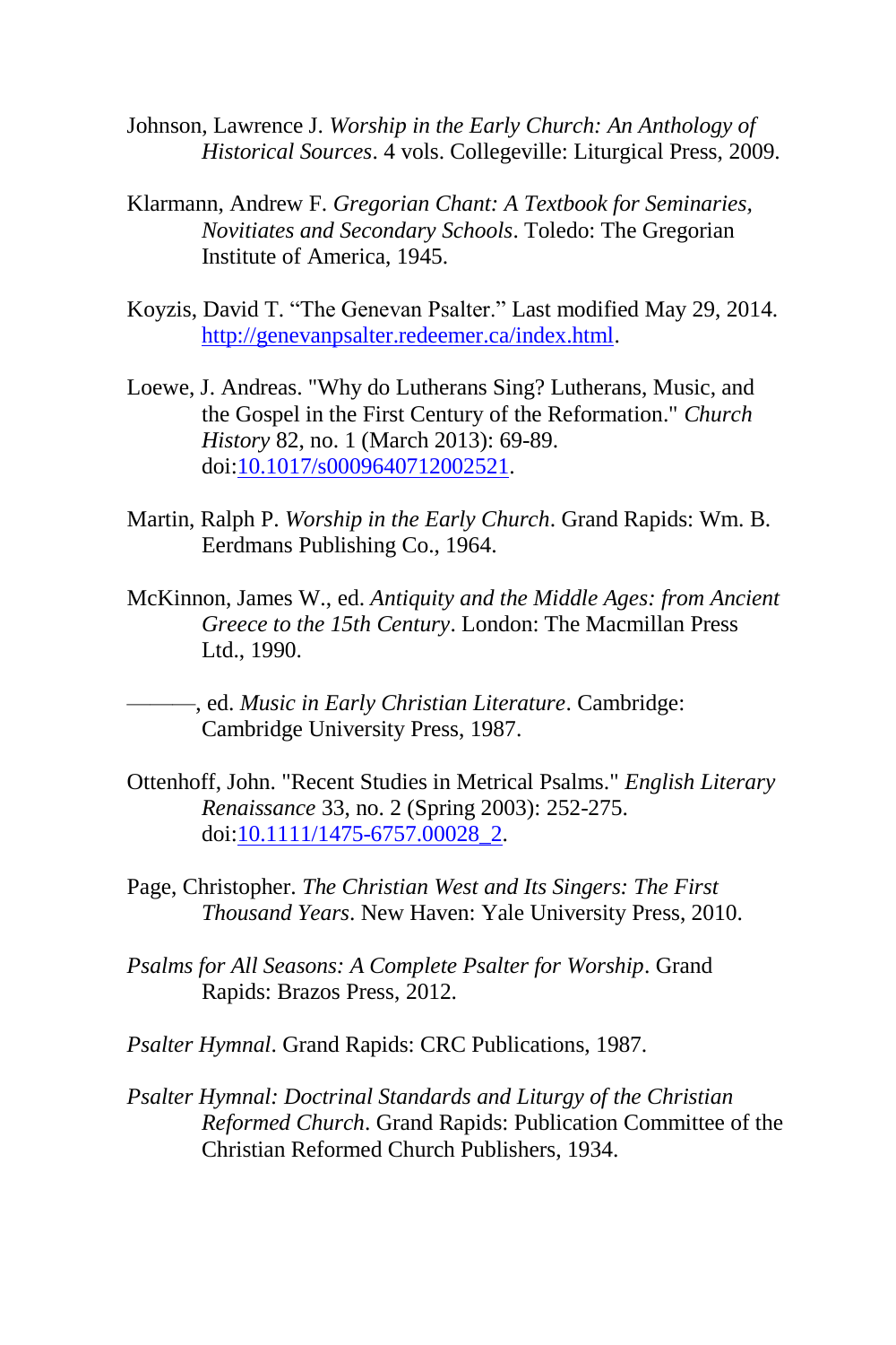Johnson, Lawrence J. *Worship in the Early Church: An Anthology of Historical Sources*. 4 vols. Collegeville: Liturgical Press, 2009.

Klarmann, Andrew F. *Gregorian Chant: A Textbook for Seminaries, Novitiates and Secondary Schools*. Toledo: The Gregorian Institute of America, 1945.

Koyzis, David T. "The Genevan Psalter." Last modified May 29, 2014. http://genevanpsalter.redeemer.ca/index.html.

Loewe, J. Andreas. "Why do Lutherans Sing? Lutherans, Music, and the Gospel in the First Century of the Reformation." *Church History* 82, no. 1 (March 2013): 69-89. doi:10.1017/s0009640712002521.

Martin, Ralph P. *Worship in the Early Church*. Grand Rapids: Wm. B. Eerdmans Publishing Co., 1964.

McKinnon, James W., ed. *Antiquity and the Middle Ages: from Ancient Greece to the 15th Century*. London: The Macmillan Press Ltd., 1990.

———, ed. *Music in Early Christian Literature*. Cambridge: Cambridge University Press, 1987.

Ottenhoff, John. "Recent Studies in Metrical Psalms." *English Literary Renaissance* 33, no. 2 (Spring 2003): 252-275. doi:10.1111/1475-6757.00028_2.

Page, Christopher. *The Christian West and Its Singers: The First Thousand Years*. New Haven: Yale University Press, 2010.

*Psalms for All Seasons: A Complete Psalter for Worship*. Grand Rapids: Brazos Press, 2012.

*Psalter Hymnal*. Grand Rapids: CRC Publications, 1987.

*Psalter Hymnal: Doctrinal Standards and Liturgy of the Christian Reformed Church*. Grand Rapids: Publication Committee of the Christian Reformed Church Publishers, 1934.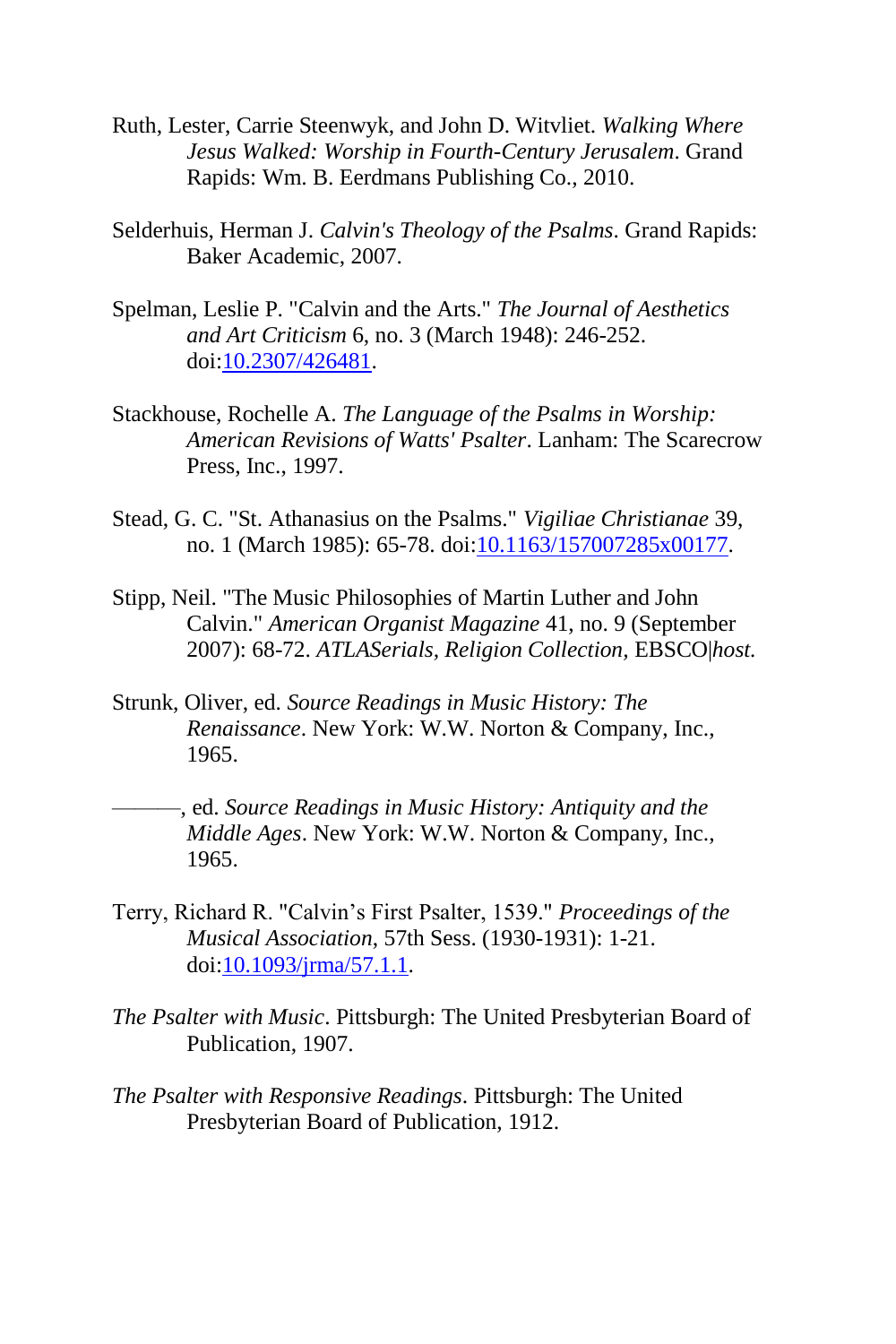Ruth, Lester, Carrie Steenwyk, and John D. Witvliet. *Walking Where Jesus Walked: Worship in Fourth-Century Jerusalem*. Grand Rapids: Wm. B. Eerdmans Publishing Co., 2010.

Selderhuis, Herman J. *Calvin's Theology of the Psalms*. Grand Rapids: Baker Academic, 2007.

Spelman, Leslie P. "Calvin and the Arts." *The Journal of Aesthetics and Art Criticism* 6, no. 3 (March 1948): 246-252. doi:10.2307/426481.

Stackhouse, Rochelle A. *The Language of the Psalms in Worship: American Revisions of Watts' Psalter*. Lanham: The Scarecrow Press, Inc., 1997.

Stead, G. C. "St. Athanasius on the Psalms." *Vigiliae Christianae* 39, no. 1 (March 1985): 65-78. doi:10.1163/157007285x00177.

Stipp, Neil. "The Music Philosophies of Martin Luther and John Calvin." *American Organist Magazine* 41, no. 9 (September 2007): 68-72. *ATLASerials, Religion Collection*, EBSCO|*host.*

Strunk, Oliver, ed. *Source Readings in Music History: The Renaissance*. New York: W.W. Norton & Company, Inc., 1965.

———, ed. *Source Readings in Music History: Antiquity and the Middle Ages*. New York: W.W. Norton & Company, Inc., 1965.

Terry, Richard R. "Calvin's First Psalter, 1539." *Proceedings of the Musical Association*, 57th Sess. (1930-1931): 1-21. doi:10.1093/jrma/57.1.1.

*The Psalter with Music*. Pittsburgh: The United Presbyterian Board of Publication, 1907.

*The Psalter with Responsive Readings*. Pittsburgh: The United Presbyterian Board of Publication, 1912.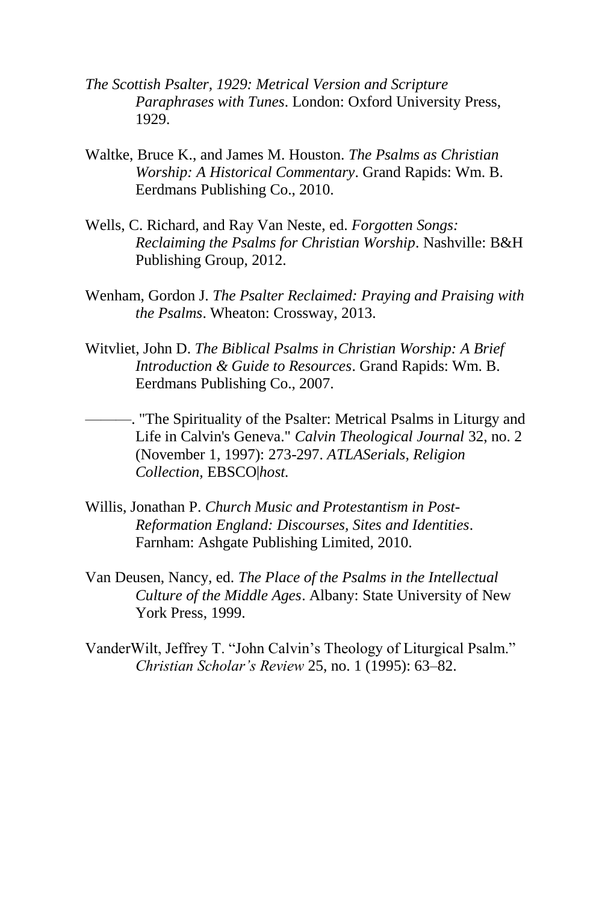*The Scottish Psalter, 1929: Metrical Version and Scripture Paraphrases with Tunes*. London: Oxford University Press, 1929.

Waltke, Bruce K., and James M. Houston. *The Psalms as Christian Worship: A Historical Commentary*. Grand Rapids: Wm. B. Eerdmans Publishing Co., 2010.

Wells, C. Richard, and Ray Van Neste, ed. *Forgotten Songs: Reclaiming the Psalms for Christian Worship*. Nashville: B&H Publishing Group, 2012.

Wenham, Gordon J. *The Psalter Reclaimed: Praying and Praising with the Psalms*. Wheaton: Crossway, 2013.

Witvliet, John D. *The Biblical Psalms in Christian Worship: A Brief Introduction & Guide to Resources*. Grand Rapids: Wm. B. Eerdmans Publishing Co., 2007.

———. "The Spirituality of the Psalter: Metrical Psalms in Liturgy and Life in Calvin's Geneva." *Calvin Theological Journal* 32, no. 2 (November 1, 1997): 273-297. *ATLASerials, Religion Collection*, EBSCO*host.*

Willis, Jonathan P. *Church Music and Protestantism in Post-Reformation England: Discourses, Sites and Identities*. Farnham: Ashgate Publishing Limited, 2010.

Van Deusen, Nancy, ed. *The Place of the Psalms in the Intellectual Culture of the Middle Ages*. Albany: State University of New York Press, 1999.

VanderWilt, Jeffrey T. "John Calvin's Theology of Liturgical Psalm." *Christian Scholar's Review* 25, no. 1 (1995): 63–82.